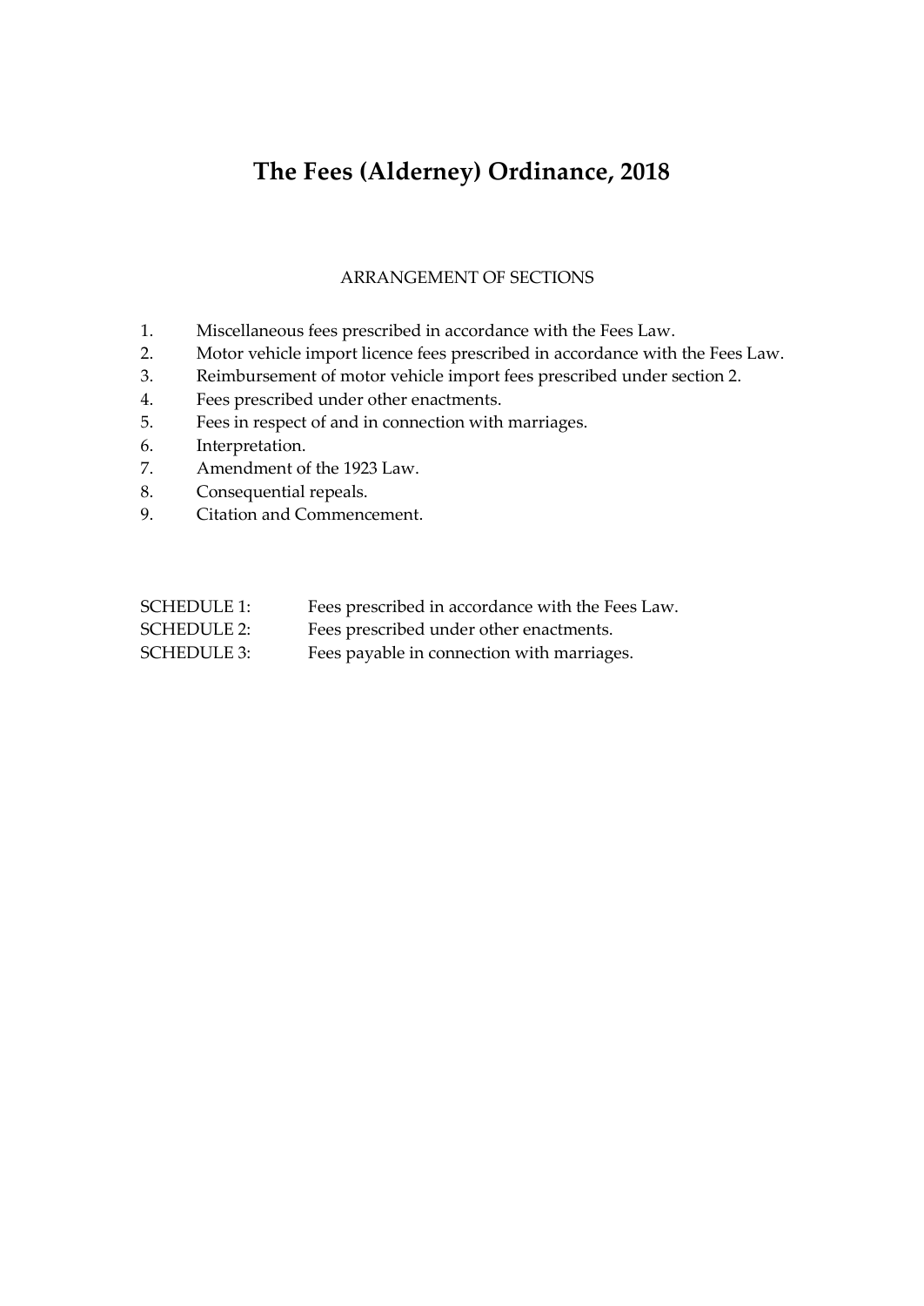# The Fees (Alderney) Ordinance, 2018

ARRANGEMENT OF SECTIONS

1. Miscellaneous fees prescribed in accordance with the Fees Law.
2. Motor vehicle import licence fees prescribed in accordance with the Fees Law.
3. Reimbursement of motor vehicle import fees prescribed under section 2.
4. Fees prescribed under other enactments.
5. Fees in respect of and in connection with marriages.
6. Interpretation.
7. Amendment of the 1923 Law.
8. Consequential repeals.
9. Citation and Commencement.

| | |
|---|---|
| SCHEDULE 1: | Fees prescribed in accordance with the Fees Law. |
| SCHEDULE 2: | Fees prescribed under other enactments. |
| SCHEDULE 3: | Fees payable in connection with marriages. |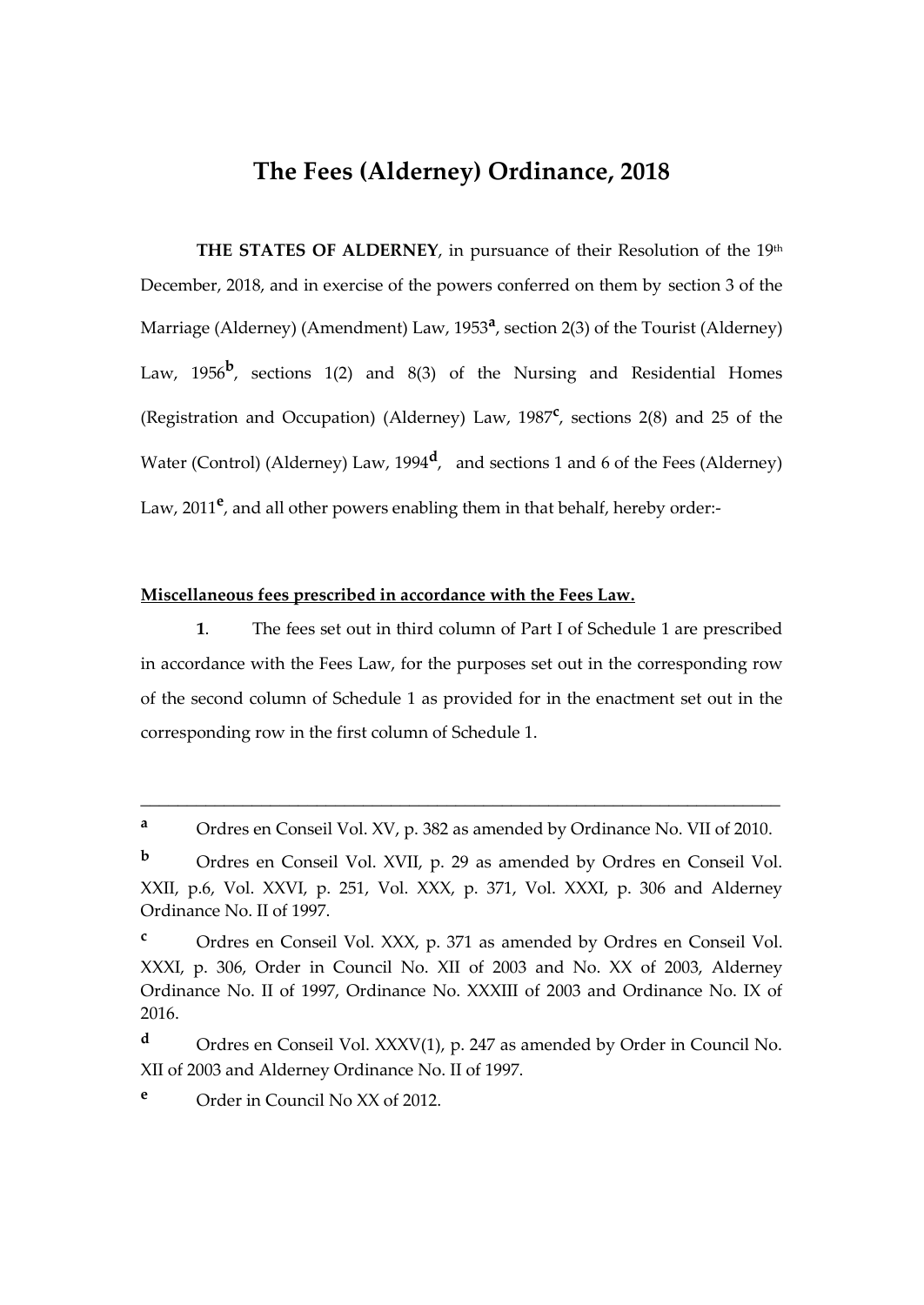# The Fees (Alderney) Ordinance, 2018

**THE STATES OF ALDERNEY**, in pursuance of their Resolution of the 19th December, 2018, and in exercise of the powers conferred on them by section 3 of the Marriage (Alderney) (Amendment) Law, 1953[a], section 2(3) of the Tourist (Alderney) Law, 1956[b], sections 1(2) and 8(3) of the Nursing and Residential Homes (Registration and Occupation) (Alderney) Law, 1987[c], sections 2(8) and 25 of the Water (Control) (Alderney) Law, 1994[d], and sections 1 and 6 of the Fees (Alderney) Law, 2011[e], and all other powers enabling them in that behalf, hereby order:-

**Miscellaneous fees prescribed in accordance with the Fees Law.**

**1**. The fees set out in third column of Part I of Schedule 1 are prescribed in accordance with the Fees Law, for the purposes set out in the corresponding row of the second column of Schedule 1 as provided for in the enactment set out in the corresponding row in the first column of Schedule 1.

---

[a] Ordres en Conseil Vol. XV, p. 382 as amended by Ordinance No. VII of 2010.

[b] Ordres en Conseil Vol. XVII, p. 29 as amended by Ordres en Conseil Vol. XXII, p.6, Vol. XXVI, p. 251, Vol. XXX, p. 371, Vol. XXXI, p. 306 and Alderney Ordinance No. II of 1997.

[c] Ordres en Conseil Vol. XXX, p. 371 as amended by Ordres en Conseil Vol. XXXI, p. 306, Order in Council No. XII of 2003 and No. XX of 2003, Alderney Ordinance No. II of 1997, Ordinance No. XXXIII of 2003 and Ordinance No. IX of 2016.

[d] Ordres en Conseil Vol. XXXV(1), p. 247 as amended by Order in Council No. XII of 2003 and Alderney Ordinance No. II of 1997.

[e] Order in Council No XX of 2012.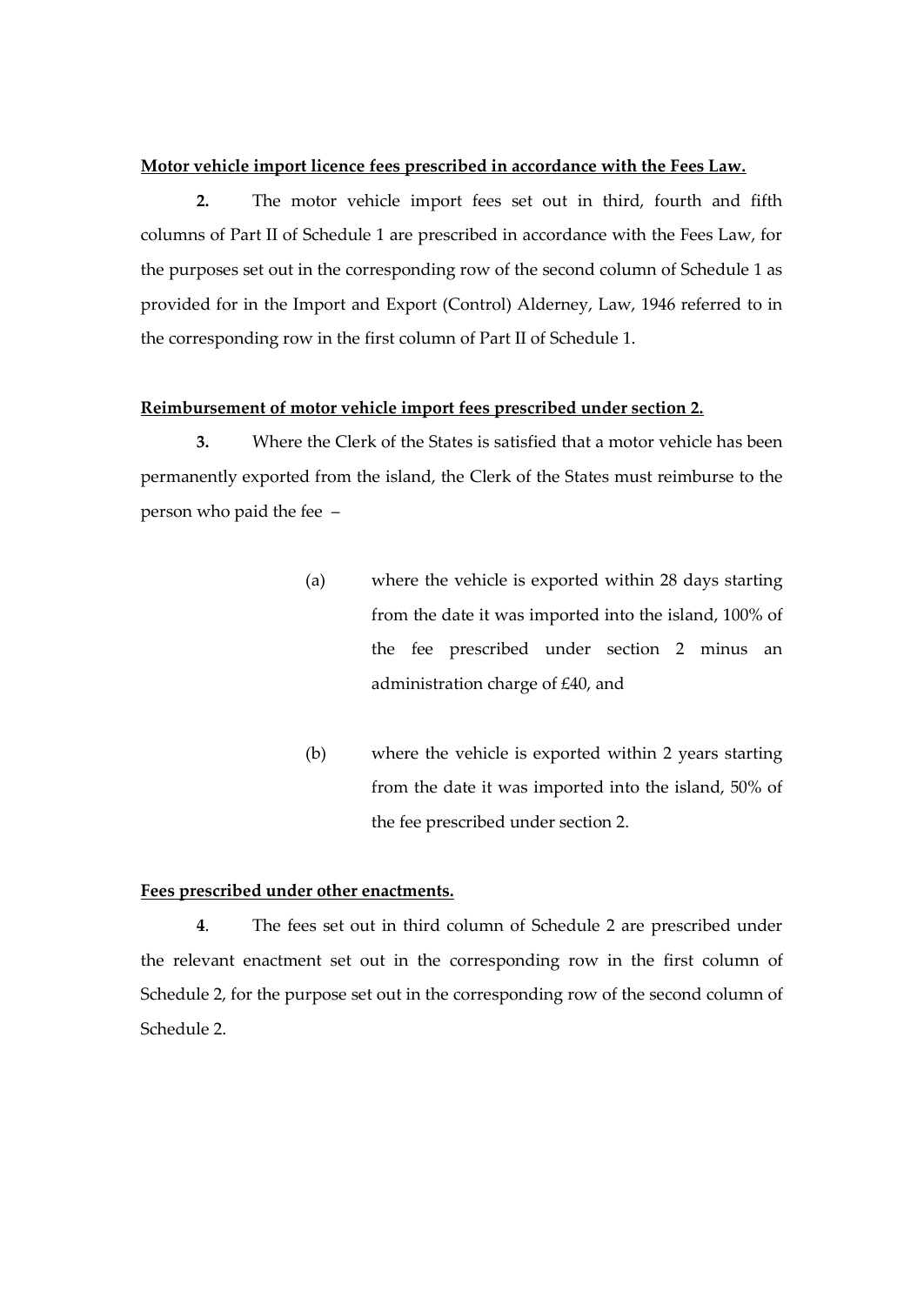**Motor vehicle import licence fees prescribed in accordance with the Fees Law.**

**2.** The motor vehicle import fees set out in third, fourth and fifth columns of Part II of Schedule 1 are prescribed in accordance with the Fees Law, for the purposes set out in the corresponding row of the second column of Schedule 1 as provided for in the Import and Export (Control) Alderney, Law, 1946 referred to in the corresponding row in the first column of Part II of Schedule 1.

**Reimbursement of motor vehicle import fees prescribed under section 2.**

**3.** Where the Clerk of the States is satisfied that a motor vehicle has been permanently exported from the island, the Clerk of the States must reimburse to the person who paid the fee –

(a) where the vehicle is exported within 28 days starting from the date it was imported into the island, 100% of the fee prescribed under section 2 minus an administration charge of £40, and

(b) where the vehicle is exported within 2 years starting from the date it was imported into the island, 50% of the fee prescribed under section 2.

**Fees prescribed under other enactments.**

**4**. The fees set out in third column of Schedule 2 are prescribed under the relevant enactment set out in the corresponding row in the first column of Schedule 2, for the purpose set out in the corresponding row of the second column of Schedule 2.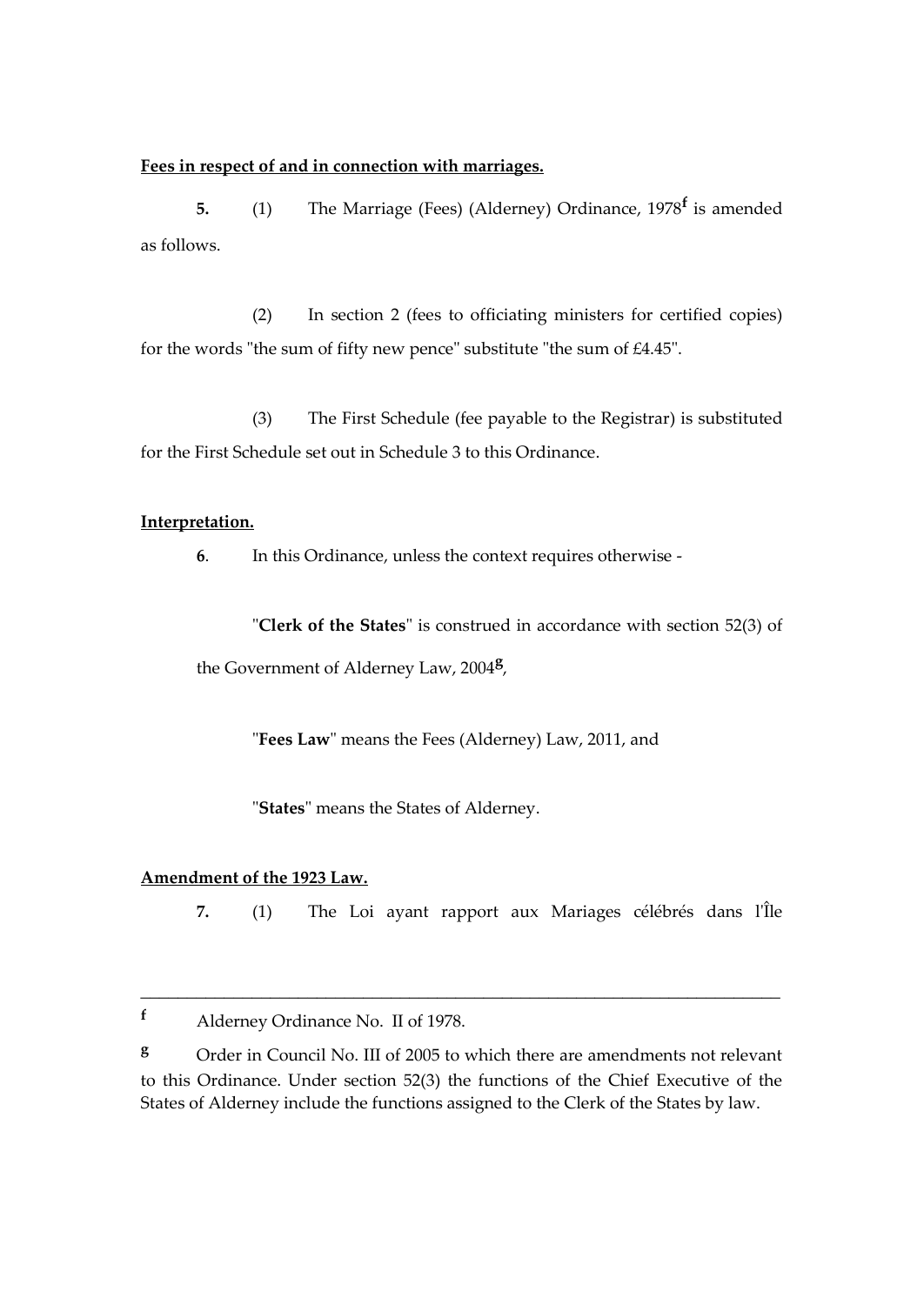**Fees in respect of and in connection with marriages.**

**5.** (1) The Marriage (Fees) (Alderney) Ordinance, 1978[f] is amended as follows.

(2) In section 2 (fees to officiating ministers for certified copies) for the words "the sum of fifty new pence" substitute "the sum of £4.45".

(3) The First Schedule (fee payable to the Registrar) is substituted for the First Schedule set out in Schedule 3 to this Ordinance.

**Interpretation.**

**6**. In this Ordinance, unless the context requires otherwise -

"**Clerk of the States**" is construed in accordance with section 52(3) of the Government of Alderney Law, 2004[g],

"**Fees Law**" means the Fees (Alderney) Law, 2011, and

"**States**" means the States of Alderney.

**Amendment of the 1923 Law.**

**7.** (1) The Loi ayant rapport aux Mariages célébrés dans l'Île

---

[f] Alderney Ordinance No. II of 1978.

[g] Order in Council No. III of 2005 to which there are amendments not relevant to this Ordinance. Under section 52(3) the functions of the Chief Executive of the States of Alderney include the functions assigned to the Clerk of the States by law.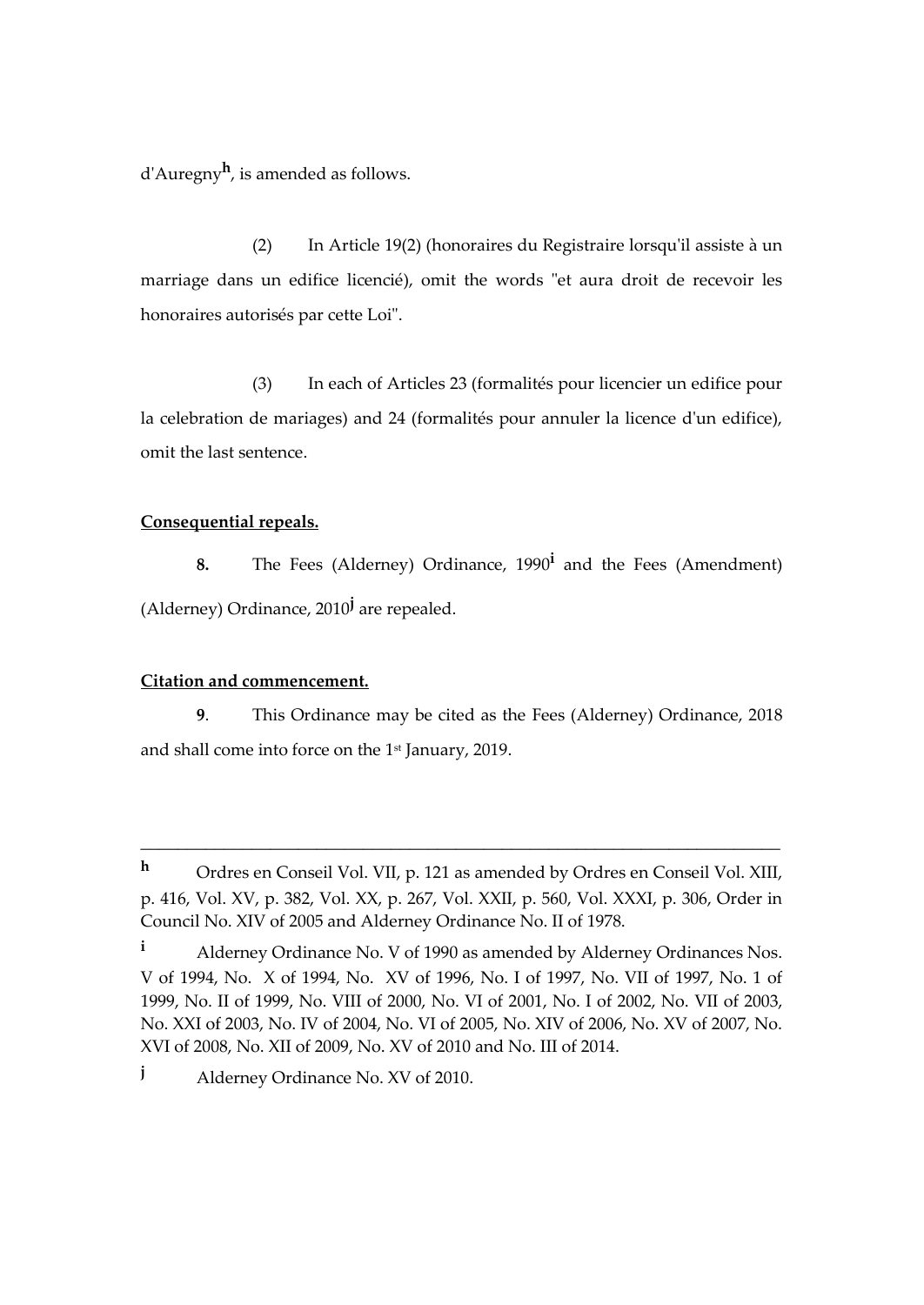d'Auregny[h], is amended as follows.

(2) In Article 19(2) (honoraires du Registraire lorsqu'il assiste à un marriage dans un edifice licencié), omit the words "et aura droit de recevoir les honoraires autorisés par cette Loi".

(3) In each of Articles 23 (formalités pour licencier un edifice pour la celebration de mariages) and 24 (formalités pour annuler la licence d'un edifice), omit the last sentence.

**Consequential repeals.**

**8.** The Fees (Alderney) Ordinance, 1990[i] and the Fees (Amendment) (Alderney) Ordinance, 2010[j] are repealed.

**Citation and commencement.**

**9**. This Ordinance may be cited as the Fees (Alderney) Ordinance, 2018 and shall come into force on the 1st January, 2019.

---

[h] Ordres en Conseil Vol. VII, p. 121 as amended by Ordres en Conseil Vol. XIII, p. 416, Vol. XV, p. 382, Vol. XX, p. 267, Vol. XXII, p. 560, Vol. XXXI, p. 306, Order in Council No. XIV of 2005 and Alderney Ordinance No. II of 1978.

[i] Alderney Ordinance No. V of 1990 as amended by Alderney Ordinances Nos. V of 1994, No. X of 1994, No. XV of 1996, No. I of 1997, No. VII of 1997, No. 1 of 1999, No. II of 1999, No. VIII of 2000, No. VI of 2001, No. I of 2002, No. VII of 2003, No. XXI of 2003, No. IV of 2004, No. VI of 2005, No. XIV of 2006, No. XV of 2007, No. XVI of 2008, No. XII of 2009, No. XV of 2010 and No. III of 2014.

[j] Alderney Ordinance No. XV of 2010.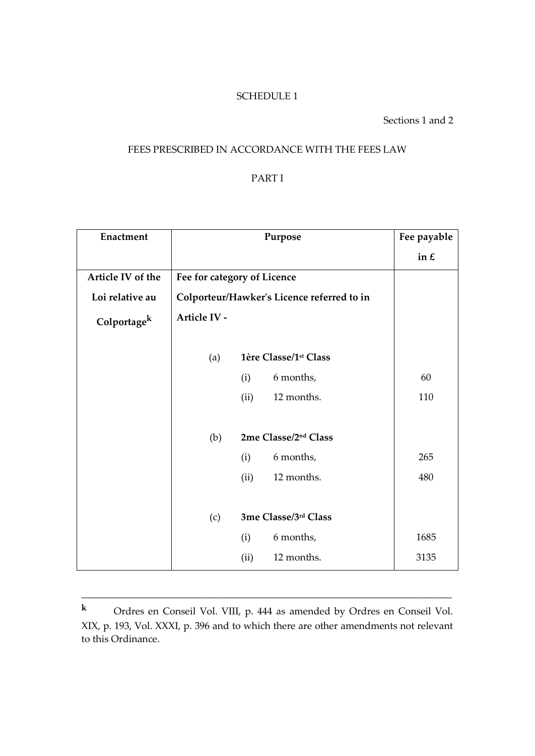SCHEDULE 1

Sections 1 and 2

FEES PRESCRIBED IN ACCORDANCE WITH THE FEES LAW

PART I

| Enactment | Purpose | Fee payable in £ |
|---|---|---|
| **Article IV of the Loi relative au Colportage[k]** | **Fee for category of Licence Colporteur/Hawker's Licence referred to in Article IV -** | |
| | (a) **1ère Classe/1st Class** | |
| | (i) 6 months, | 60 |
| | (ii) 12 months. | 110 |
| | (b) **2me Classe/2nd Class** | |
| | (i) 6 months, | 265 |
| | (ii) 12 months. | 480 |
| | (c) **3me Classe/3rd Class** | |
| | (i) 6 months, | 1685 |
| | (ii) 12 months. | 3135 |

---

**k** Ordres en Conseil Vol. VIII, p. 444 as amended by Ordres en Conseil Vol. XIX, p. 193, Vol. XXXI, p. 396 and to which there are other amendments not relevant to this Ordinance.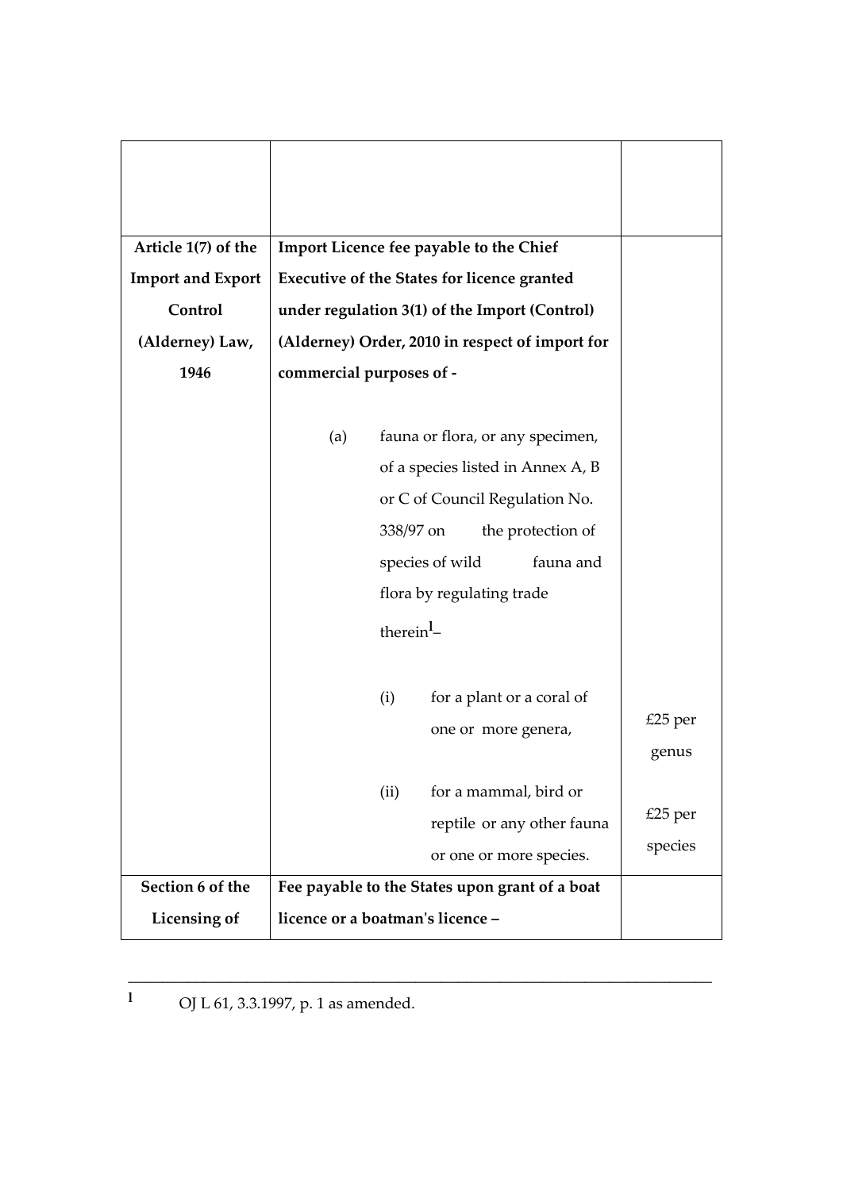| | | |
|---|---|---|
| | | |
| **Article 1(7) of the Import and Export Control (Alderney) Law, 1946** | **Import Licence fee payable to the Chief Executive of the States for licence granted under regulation 3(1) of the Import (Control) (Alderney) Order, 2010 in respect of import for commercial purposes of -**<br><br>(a) fauna or flora, or any specimen, of a species listed in Annex A, B or C of Council Regulation No. 338/97 on the protection of species of wild fauna and flora by regulating trade therein[1]–<br><br>(i) for a plant or a coral of one or more genera,<br><br>(ii) for a mammal, bird or reptile or any other fauna or one or more species. | <br><br><br><br><br><br><br><br>£25 per genus<br><br>£25 per species |
| **Section 6 of the Licensing of** | **Fee payable to the States upon grant of a boat licence or a boatman's licence –** | |

---

1 OJ L 61, 3.3.1997, p. 1 as amended.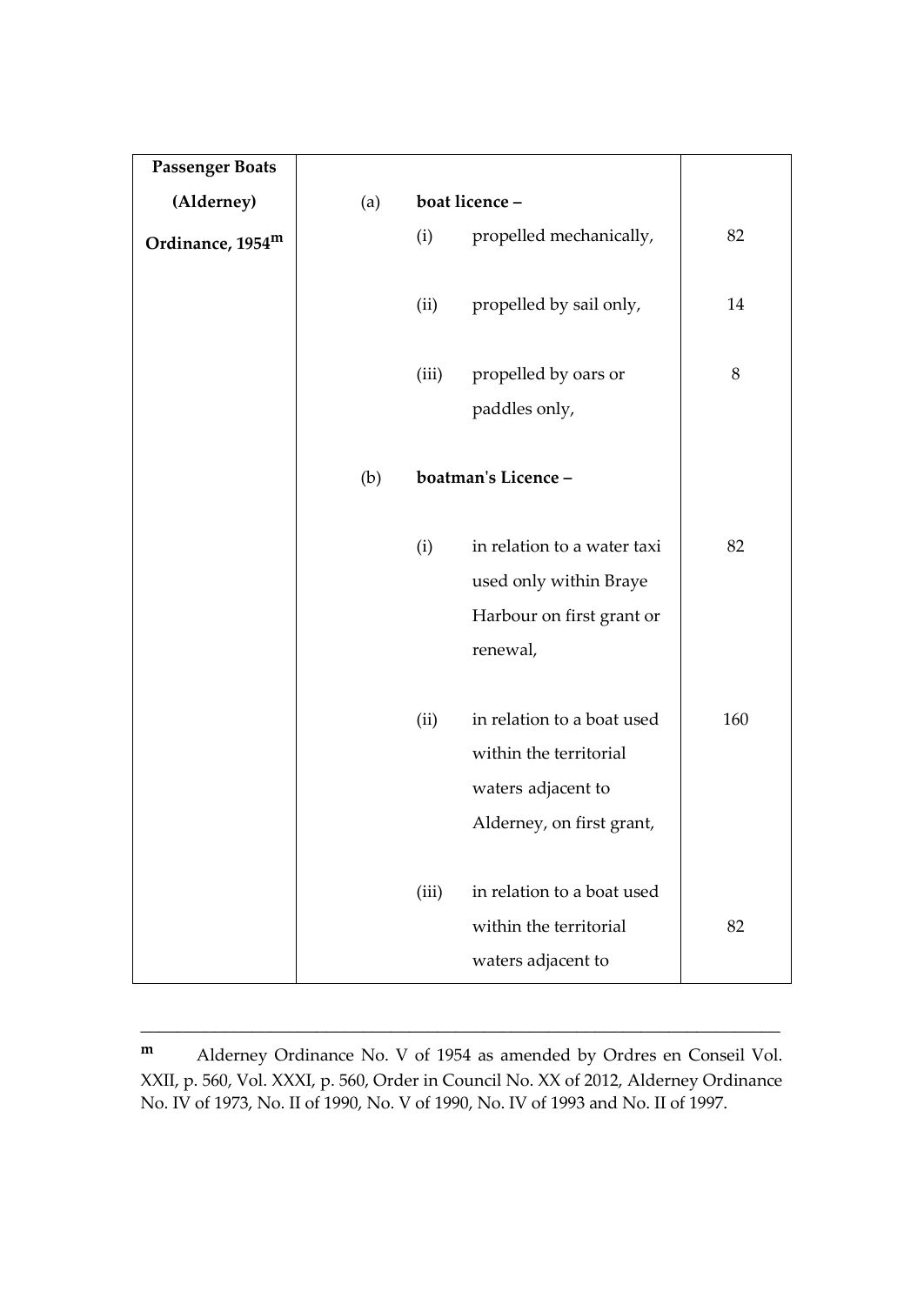| | | | | |
|---|---|---|---|---|
| **Passenger Boats (Alderney) Ordinance, 1954**[m] | (a) | **boat licence –** | | |
| | | (i) | propelled mechanically, | 82 |
| | | (ii) | propelled by sail only, | 14 |
| | | (iii) | propelled by oars or paddles only, | 8 |
| | (b) | **boatman's Licence –** | | |
| | | (i) | in relation to a water taxi used only within Braye Harbour on first grant or renewal, | 82 |
| | | (ii) | in relation to a boat used within the territorial waters adjacent to Alderney, on first grant, | 160 |
| | | (iii) | in relation to a boat used within the territorial waters adjacent to | 82 |

---

[m] Alderney Ordinance No. V of 1954 as amended by Ordres en Conseil Vol. XXII, p. 560, Vol. XXXI, p. 560, Order in Council No. XX of 2012, Alderney Ordinance No. IV of 1973, No. II of 1990, No. V of 1990, No. IV of 1993 and No. II of 1997.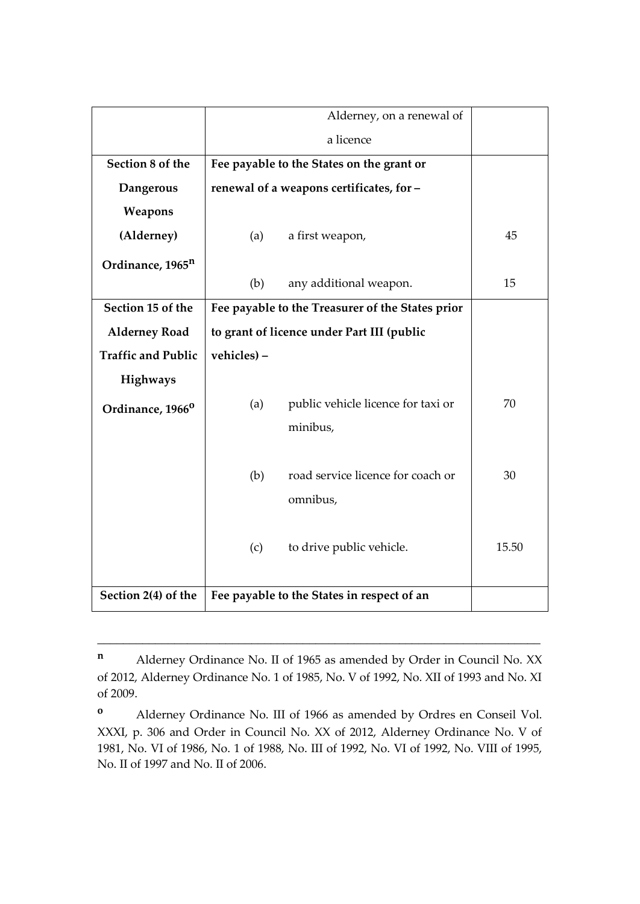| | | |
|---|---|---|
| | Alderney, on a renewal of a licence | |
| **Section 8 of the Dangerous Weapons (Alderney) Ordinance, 1965**[n] | **Fee payable to the States on the grant or renewal of a weapons certificates, for –** | |
| | (a) a first weapon, | 45 |
| | (b) any additional weapon. | 15 |
| **Section 15 of the Alderney Road Traffic and Public Highways Ordinance, 1966**[o] | **Fee payable to the Treasurer of the States prior to grant of licence under Part III (public vehicles) –** | |
| | (a) public vehicle licence for taxi or minibus, | 70 |
| | (b) road service licence for coach or omnibus, | 30 |
| | (c) to drive public vehicle. | 15.50 |
| **Section 2(4) of the** | **Fee payable to the States in respect of an** | |

---

**n** Alderney Ordinance No. II of 1965 as amended by Order in Council No. XX of 2012, Alderney Ordinance No. 1 of 1985, No. V of 1992, No. XII of 1993 and No. XI of 2009.

**o** Alderney Ordinance No. III of 1966 as amended by Ordres en Conseil Vol. XXXI, p. 306 and Order in Council No. XX of 2012, Alderney Ordinance No. V of 1981, No. VI of 1986, No. 1 of 1988, No. III of 1992, No. VI of 1992, No. VIII of 1995, No. II of 1997 and No. II of 2006.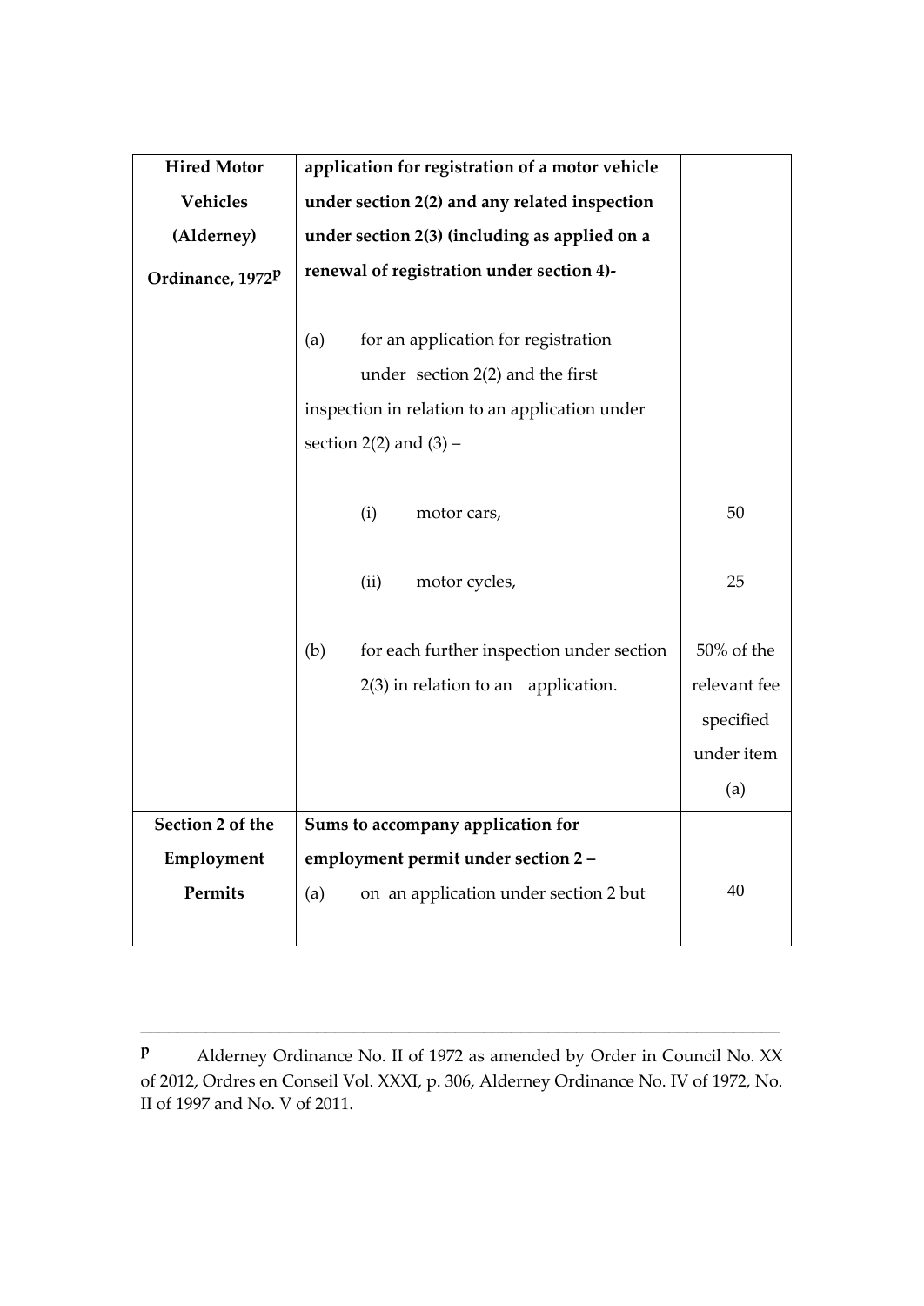| | | |
|---|---|---|
| **Hired Motor Vehicles (Alderney) Ordinance, 1972**[p] | **application for registration of a motor vehicle under section 2(2) and any related inspection under section 2(3) (including as applied on a renewal of registration under section 4)-** | |
| | (a) for an application for registration under section 2(2) and the first inspection in relation to an application under section 2(2) and (3) – | |
| | (i) motor cars, | 50 |
| | (ii) motor cycles, | 25 |
| | (b) for each further inspection under section 2(3) in relation to an application. | 50% of the relevant fee specified under item (a) |
| **Section 2 of the Employment Permits** | **Sums to accompany application for employment permit under section 2 –** | |
| | (a) on an application under section 2 but | 40 |

---

p Alderney Ordinance No. II of 1972 as amended by Order in Council No. XX of 2012, Ordres en Conseil Vol. XXXI, p. 306, Alderney Ordinance No. IV of 1972, No. II of 1997 and No. V of 2011.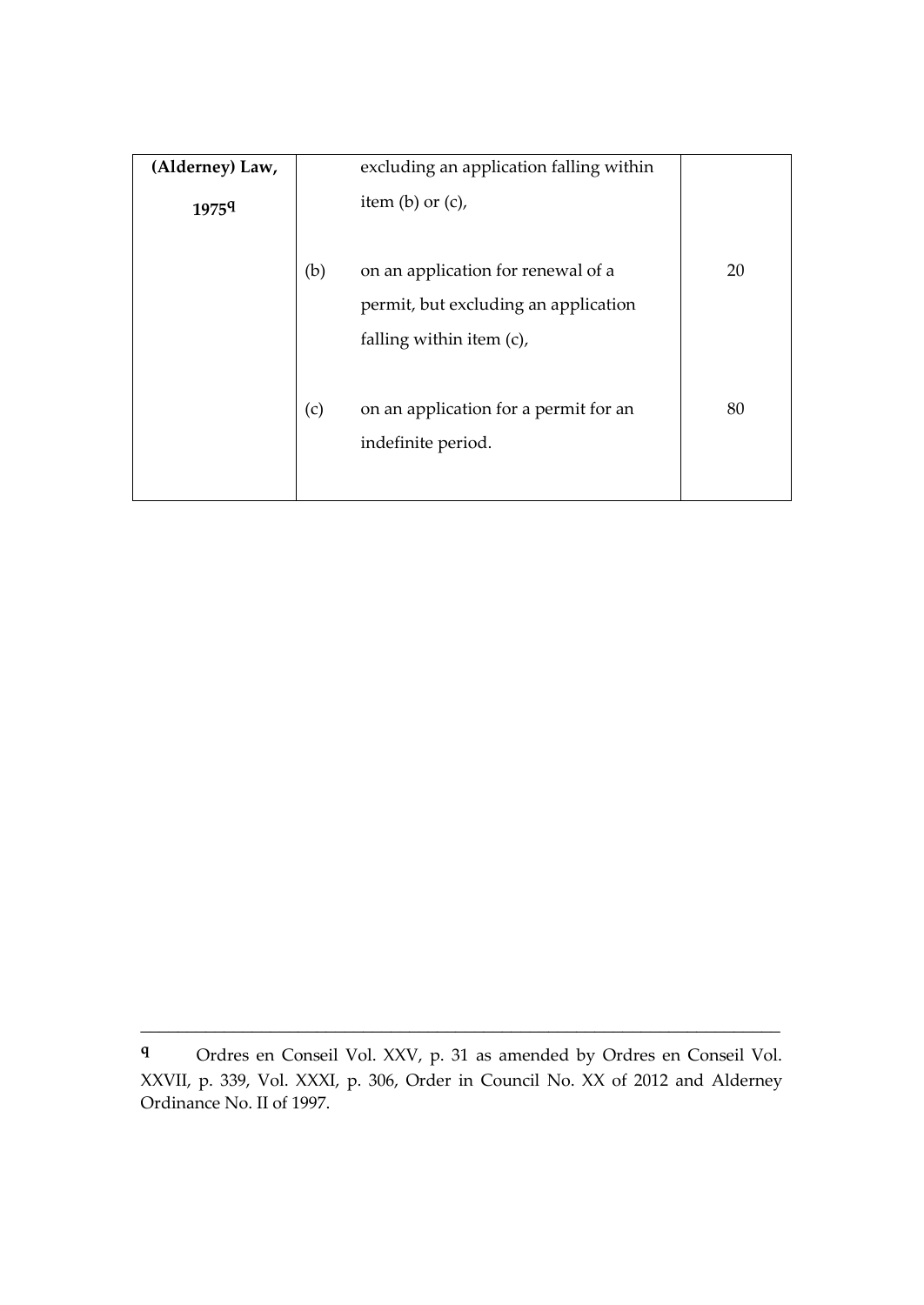| **(Alderney) Law, 1975**[q] | | excluding an application falling within item (b) or (c), | |
|---|---|---|---|
| | (b) | on an application for renewal of a permit, but excluding an application falling within item (c), | 20 |
| | (c) | on an application for a permit for an indefinite period. | 80 |

---

[q] Ordres en Conseil Vol. XXV, p. 31 as amended by Ordres en Conseil Vol. XXVII, p. 339, Vol. XXXI, p. 306, Order in Council No. XX of 2012 and Alderney Ordinance No. II of 1997.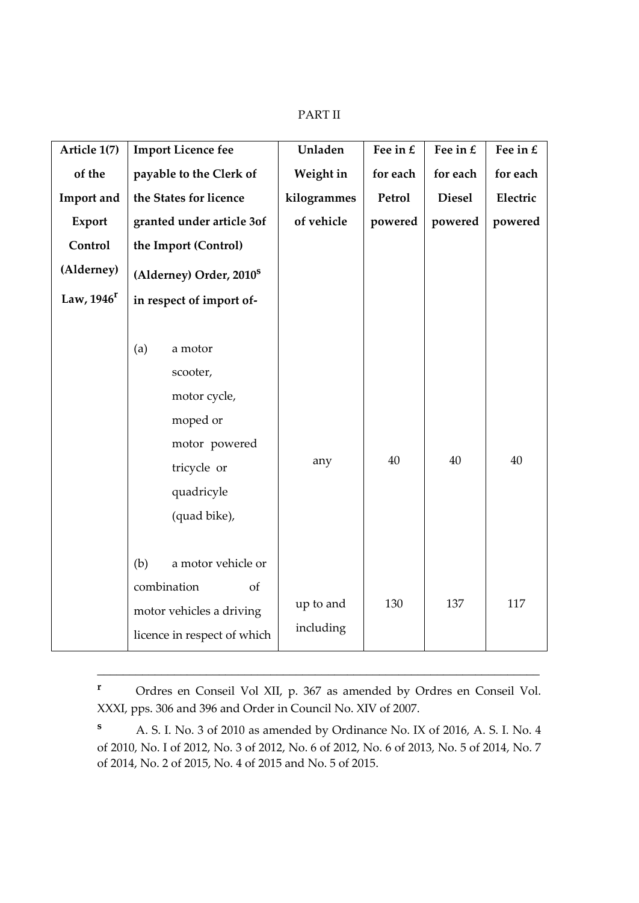PART II

| Article 1(7) of the Import and Export Control (Alderney) Law, 1946[r] | Import Licence fee payable to the Clerk of the States for licence granted under article 3of the Import (Control) (Alderney) Order, 2010[s] in respect of import of- | Unladen Weight in kilogrammes of vehicle | Fee in £ for each Petrol powered | Fee in £ for each Diesel powered | Fee in £ for each Electric powered |
|---|---|---|---|---|---|
| | (a) a motor scooter, motor cycle, moped or motor powered tricycle or quadricyle (quad bike), | any | 40 | 40 | 40 |
| | (b) a motor vehicle or combination of motor vehicles a driving licence in respect of which | up to and including | 130 | 137 | 117 |

---

[r] Ordres en Conseil Vol XII, p. 367 as amended by Ordres en Conseil Vol. XXXI, pps. 306 and 396 and Order in Council No. XIV of 2007.

[s] A. S. I. No. 3 of 2010 as amended by Ordinance No. IX of 2016, A. S. I. No. 4 of 2010, No. I of 2012, No. 3 of 2012, No. 6 of 2012, No. 6 of 2013, No. 5 of 2014, No. 7 of 2014, No. 2 of 2015, No. 4 of 2015 and No. 5 of 2015.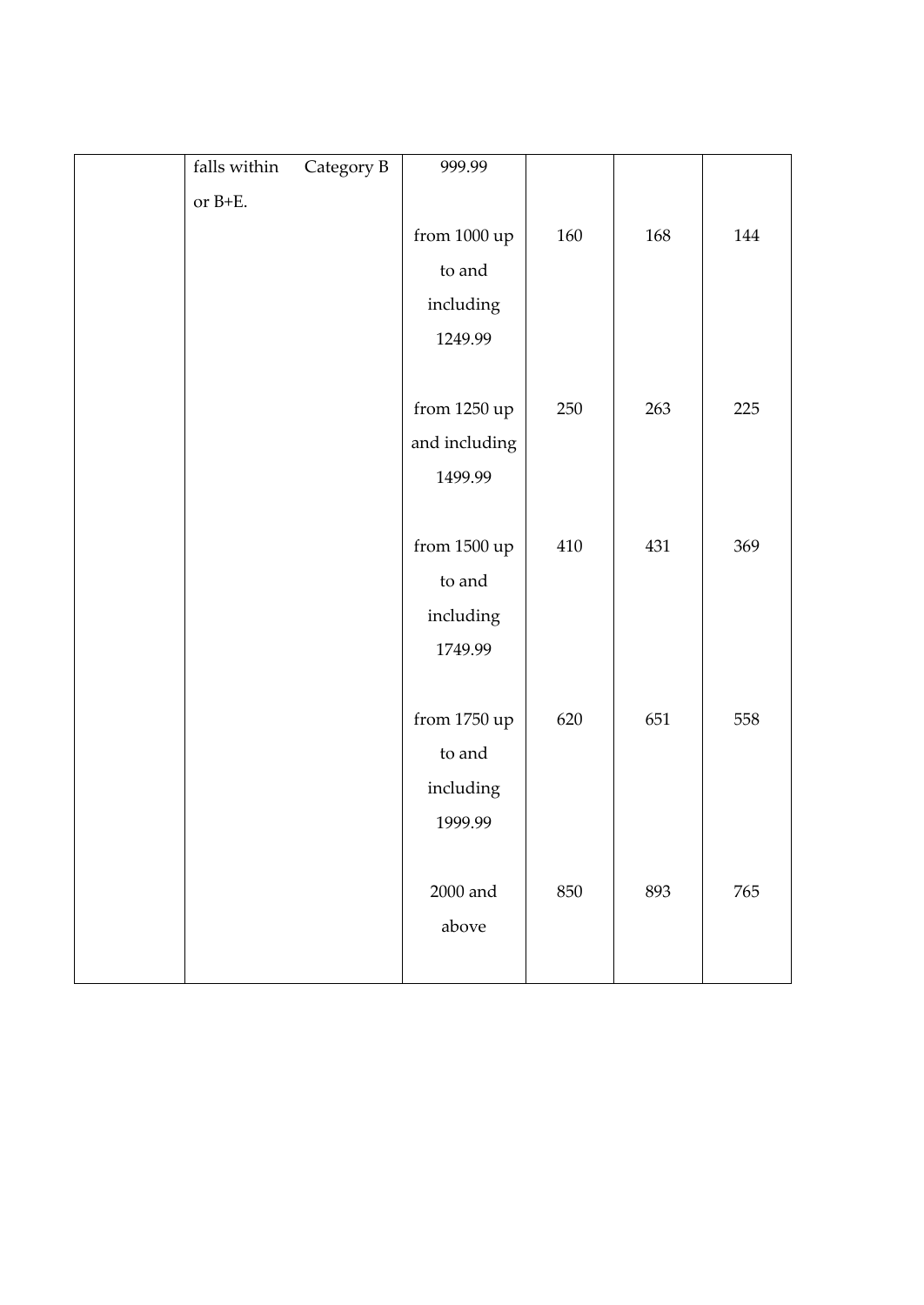|  |  |  |  |  |  |
|---|---|---|---|---|---|
|  | falls within Category B or B+E. | 999.99 |  |  |  |
|  |  | from 1000 up to and including 1249.99 | 160 | 168 | 144 |
|  |  | from 1250 up and including 1499.99 | 250 | 263 | 225 |
|  |  | from 1500 up to and including 1749.99 | 410 | 431 | 369 |
|  |  | from 1750 up to and including 1999.99 | 620 | 651 | 558 |
|  |  | 2000 and above | 850 | 893 | 765 |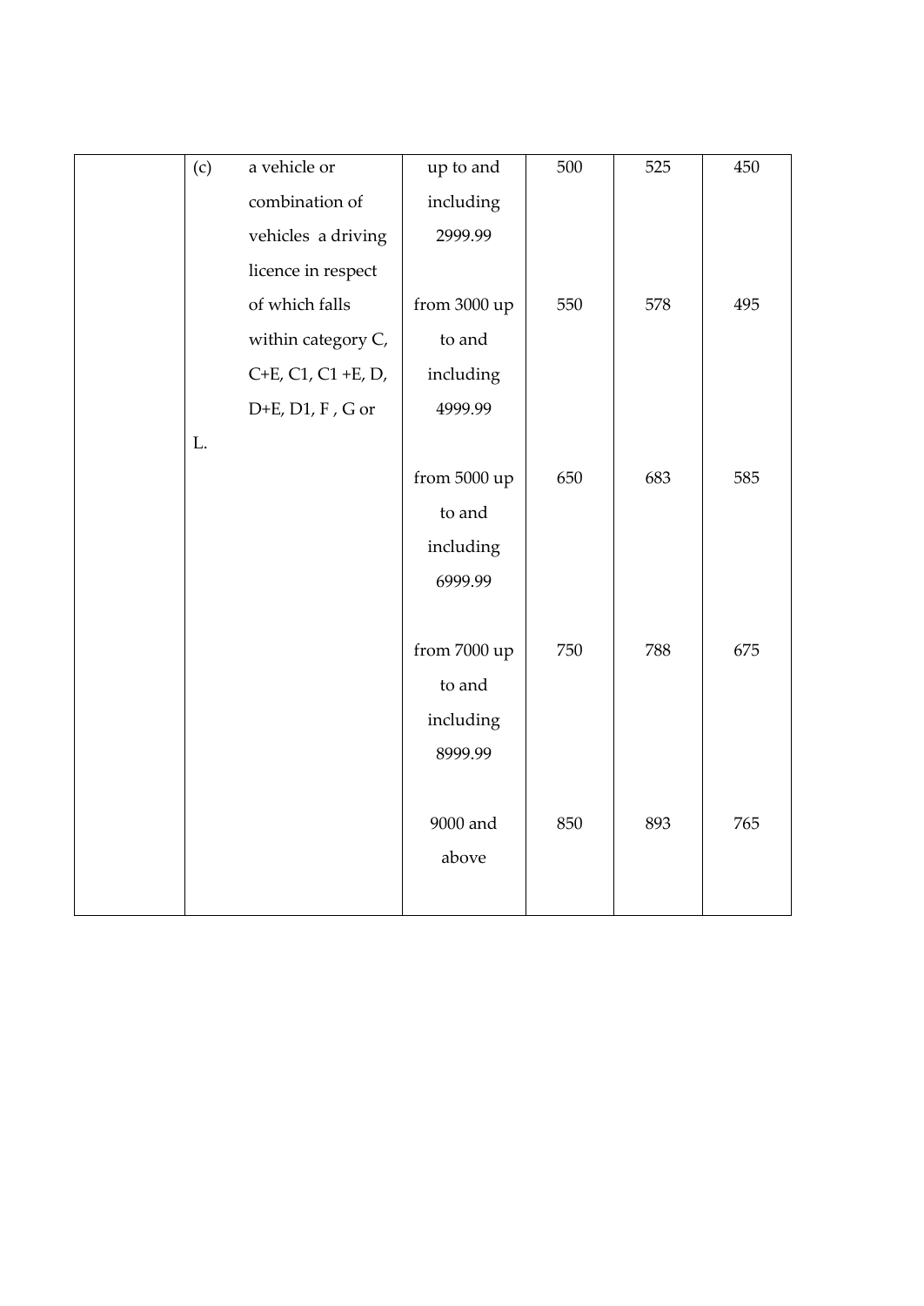|  | (c) a vehicle or combination of vehicles a driving licence in respect of which falls within category C, C+E, C1, C1 +E, D, D+E, D1, F , G or L. | up to and including 2999.99 | 500 | 525 | 450 |
|---|---|---|---|---|---|
|  |  | from 3000 up to and including 4999.99 | 550 | 578 | 495 |
|  |  | from 5000 up to and including 6999.99 | 650 | 683 | 585 |
|  |  | from 7000 up to and including 8999.99 | 750 | 788 | 675 |
|  |  | 9000 and above | 850 | 893 | 765 |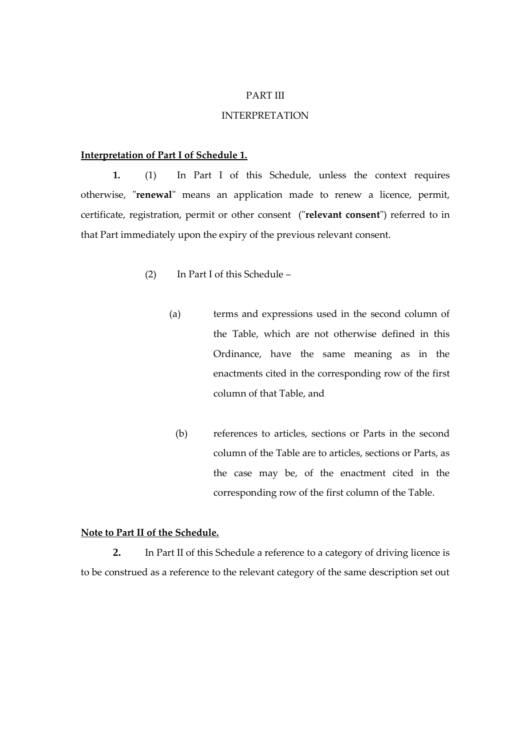# PART III

## INTERPRETATION

**Interpretation of Part I of Schedule 1.**

**1.** (1) In Part I of this Schedule, unless the context requires otherwise, "**renewal**" means an application made to renew a licence, permit, certificate, registration, permit or other consent ("**relevant consent**") referred to in that Part immediately upon the expiry of the previous relevant consent.

(2) In Part I of this Schedule –

(a) terms and expressions used in the second column of the Table, which are not otherwise defined in this Ordinance, have the same meaning as in the enactments cited in the corresponding row of the first column of that Table, and

(b) references to articles, sections or Parts in the second column of the Table are to articles, sections or Parts, as the case may be, of the enactment cited in the corresponding row of the first column of the Table.

**Note to Part II of the Schedule.**

**2.** In Part II of this Schedule a reference to a category of driving licence is to be construed as a reference to the relevant category of the same description set out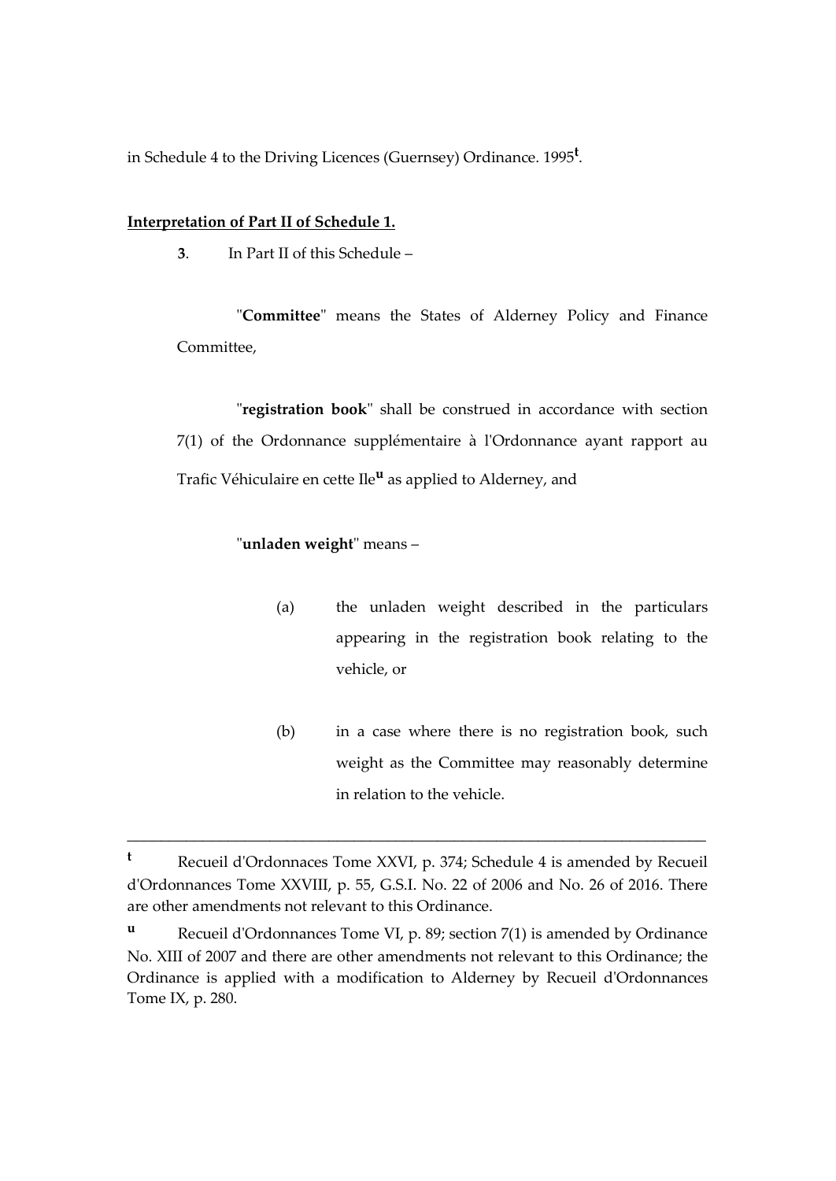in Schedule 4 to the Driving Licences (Guernsey) Ordinance. 1995[t].

**Interpretation of Part II of Schedule 1.**

**3**. In Part II of this Schedule –

"**Committee**" means the States of Alderney Policy and Finance Committee,

"**registration book**" shall be construed in accordance with section 7(1) of the Ordonnance supplémentaire à l'Ordonnance ayant rapport au Trafic Véhiculaire en cette Ile[u] as applied to Alderney, and

"**unladen weight**" means –

(a) the unladen weight described in the particulars appearing in the registration book relating to the vehicle, or

(b) in a case where there is no registration book, such weight as the Committee may reasonably determine in relation to the vehicle.

---

[t] Recueil d'Ordonnaces Tome XXVI, p. 374; Schedule 4 is amended by Recueil d'Ordonnances Tome XXVIII, p. 55, G.S.I. No. 22 of 2006 and No. 26 of 2016. There are other amendments not relevant to this Ordinance.

[u] Recueil d'Ordonnances Tome VI, p. 89; section 7(1) is amended by Ordinance No. XIII of 2007 and there are other amendments not relevant to this Ordinance; the Ordinance is applied with a modification to Alderney by Recueil d'Ordonnances Tome IX, p. 280.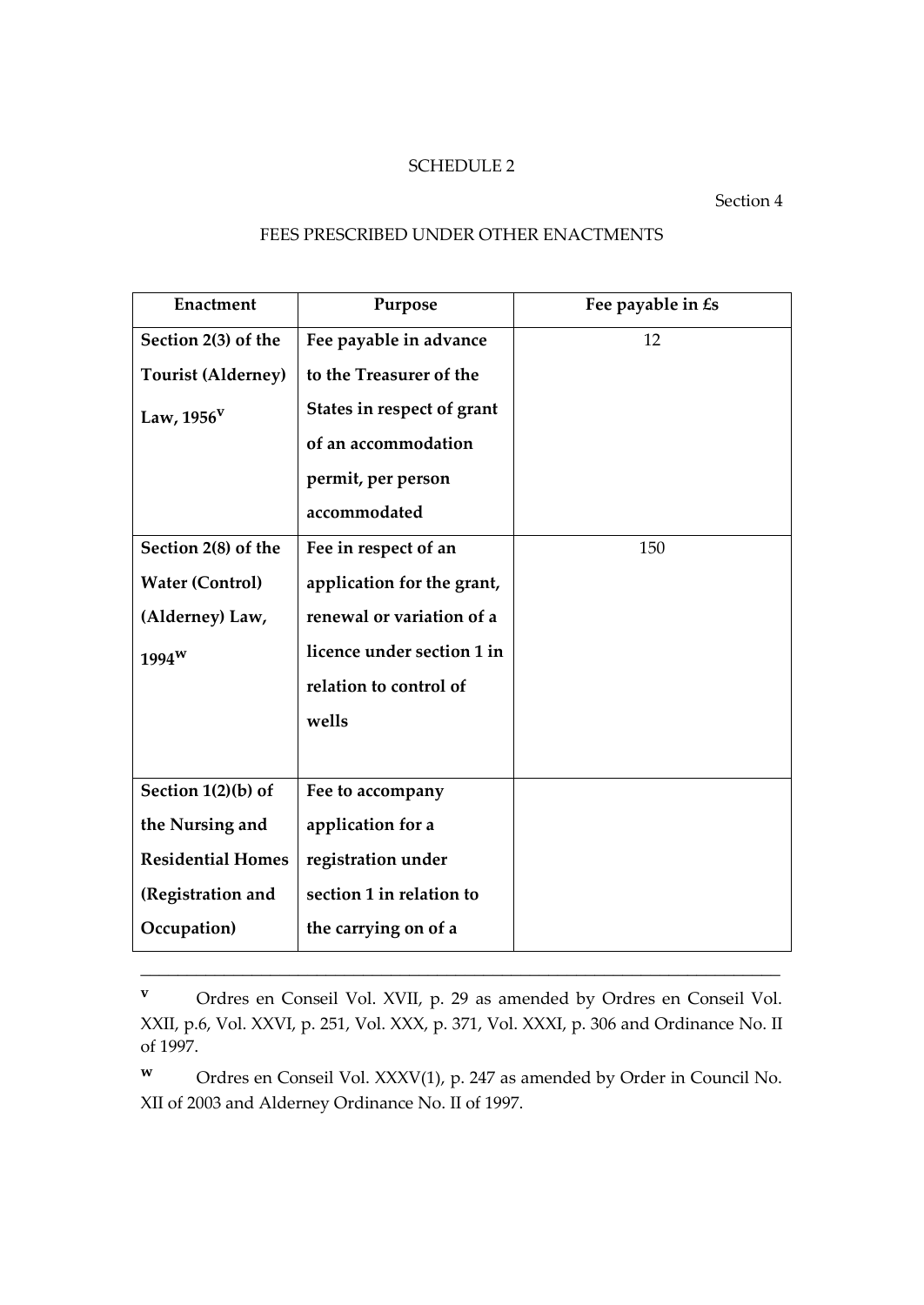SCHEDULE 2

Section 4

FEES PRESCRIBED UNDER OTHER ENACTMENTS

| Enactment | Purpose | Fee payable in £s |
|---|---|---|
| **Section 2(3) of the Tourist (Alderney) Law, 1956[v]** | **Fee payable in advance to the Treasurer of the States in respect of grant of an accommodation permit, per person accommodated** | 12 |
| **Section 2(8) of the Water (Control) (Alderney) Law, 1994[w]** | **Fee in respect of an application for the grant, renewal or variation of a licence under section 1 in relation to control of wells** | 150 |
| **Section 1(2)(b) of the Nursing and Residential Homes (Registration and Occupation)** | **Fee to accompany application for a registration under section 1 in relation to the carrying on of a** | |

---

[v] Ordres en Conseil Vol. XVII, p. 29 as amended by Ordres en Conseil Vol. XXII, p.6, Vol. XXVI, p. 251, Vol. XXX, p. 371, Vol. XXXI, p. 306 and Ordinance No. II of 1997.

[w] Ordres en Conseil Vol. XXXV(1), p. 247 as amended by Order in Council No. XII of 2003 and Alderney Ordinance No. II of 1997.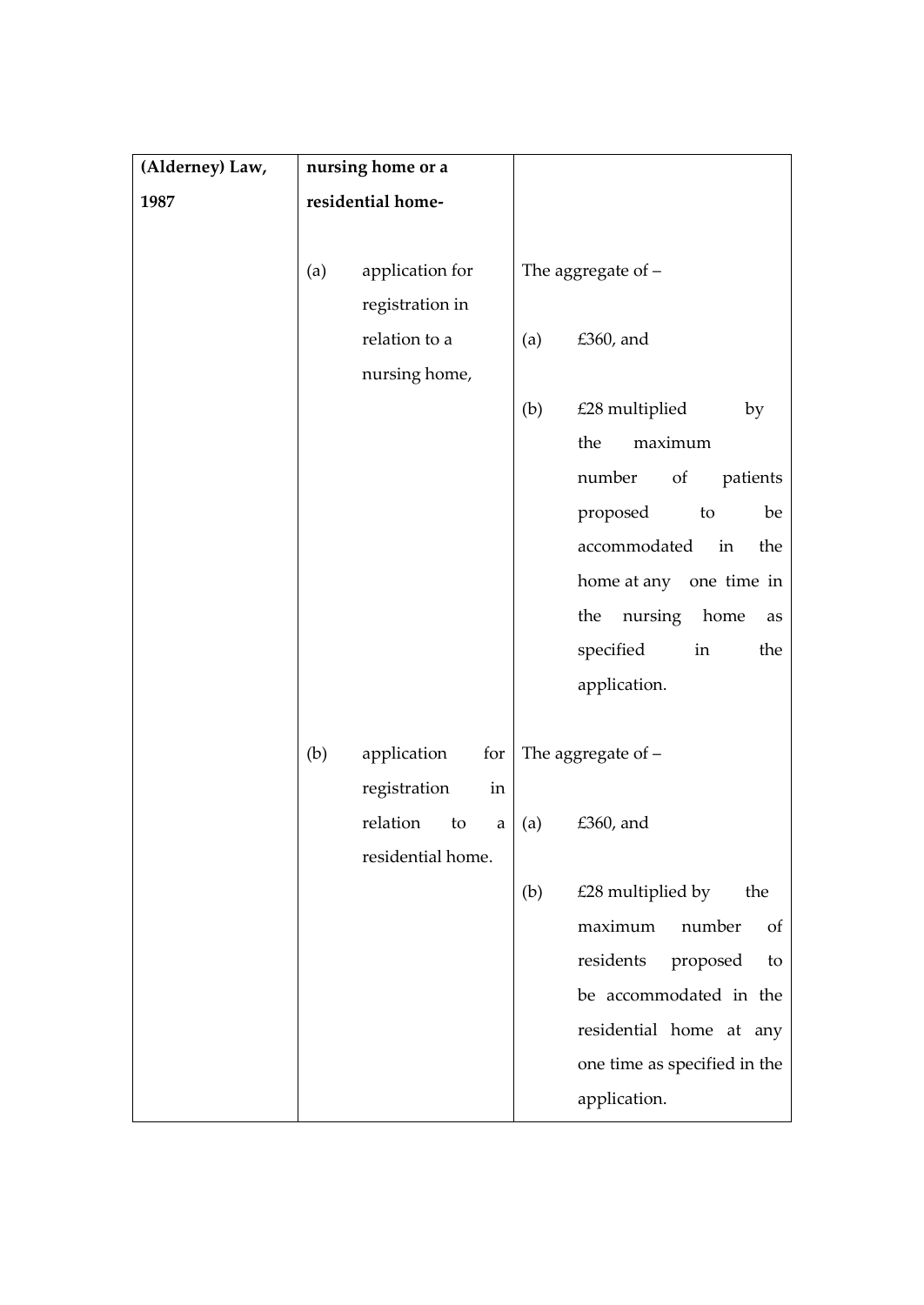| **(Alderney) Law, 1987** | **nursing home or a residential home-** | |
|---|---|---|
| | (a) application for registration in relation to a nursing home, | The aggregate of – (a) £360, and (b) £28 multiplied by the maximum number of patients proposed to be accommodated in the home at any one time in the nursing home as specified in the application. |
| | (b) application for registration in relation to a residential home. | The aggregate of – (a) £360, and (b) £28 multiplied by the maximum number of residents proposed to be accommodated in the residential home at any one time as specified in the application. |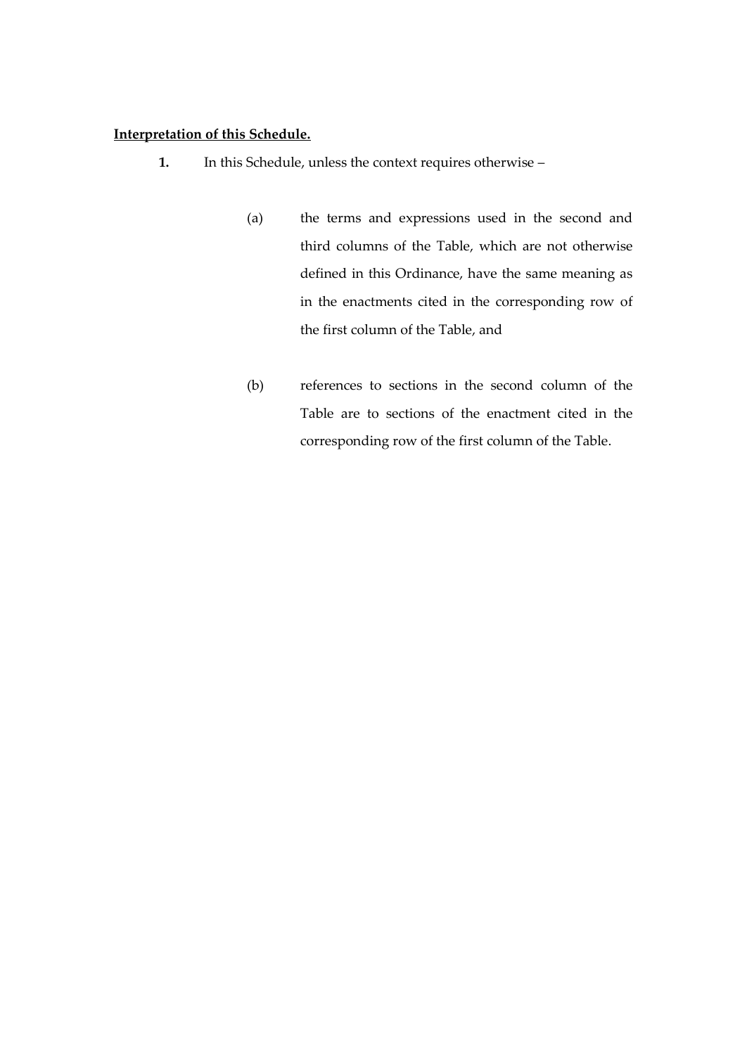**Interpretation of this Schedule.**

**1.** In this Schedule, unless the context requires otherwise –

(a) the terms and expressions used in the second and third columns of the Table, which are not otherwise defined in this Ordinance, have the same meaning as in the enactments cited in the corresponding row of the first column of the Table, and

(b) references to sections in the second column of the Table are to sections of the enactment cited in the corresponding row of the first column of the Table.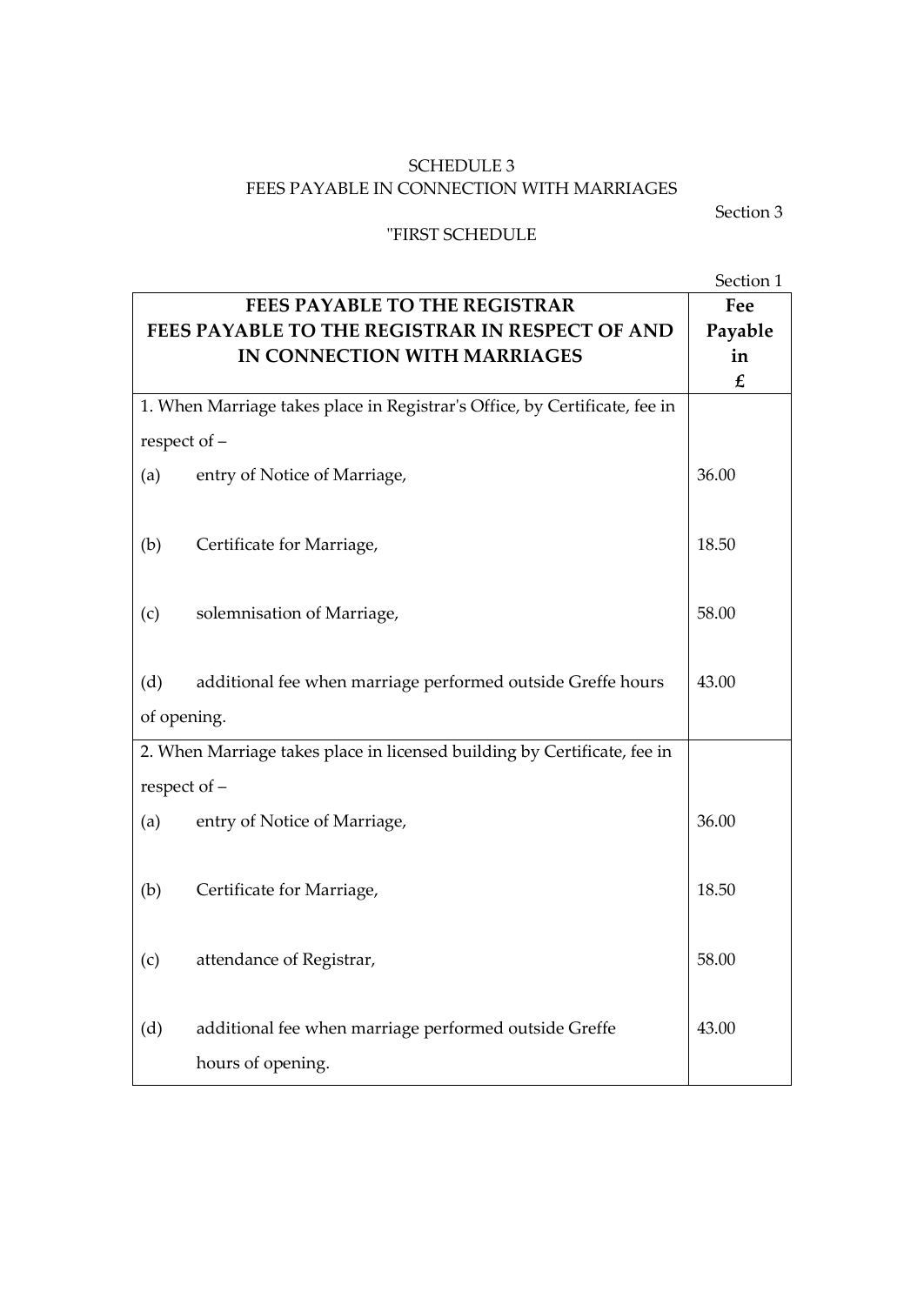SCHEDULE 3

FEES PAYABLE IN CONNECTION WITH MARRIAGES

Section 3

"FIRST SCHEDULE

Section 1

| **FEES PAYABLE TO THE REGISTRAR FEES PAYABLE TO THE REGISTRAR IN RESPECT OF AND IN CONNECTION WITH MARRIAGES** | **Fee Payable in £** |
|---|---|
| 1. When Marriage takes place in Registrar's Office, by Certificate, fee in respect of – | |
| (a) entry of Notice of Marriage, | 36.00 |
| (b) Certificate for Marriage, | 18.50 |
| (c) solemnisation of Marriage, | 58.00 |
| (d) additional fee when marriage performed outside Greffe hours of opening. | 43.00 |
| 2. When Marriage takes place in licensed building by Certificate, fee in respect of – | |
| (a) entry of Notice of Marriage, | 36.00 |
| (b) Certificate for Marriage, | 18.50 |
| (c) attendance of Registrar, | 58.00 |
| (d) additional fee when marriage performed outside Greffe hours of opening. | 43.00 |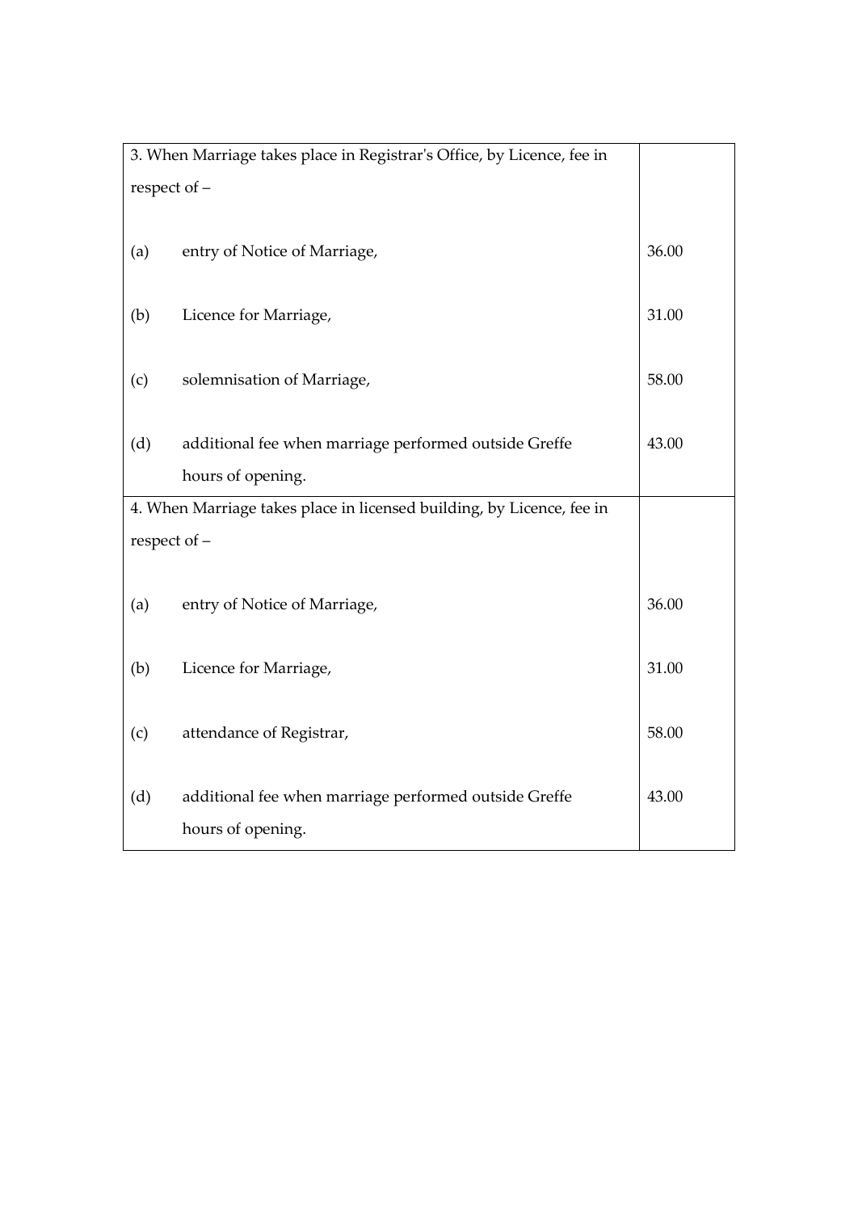| | | |
|---|---|---|
| 3. When Marriage takes place in Registrar's Office, by Licence, fee in respect of – | | |
| (a) | entry of Notice of Marriage, | 36.00 |
| (b) | Licence for Marriage, | 31.00 |
| (c) | solemnisation of Marriage, | 58.00 |
| (d) | additional fee when marriage performed outside Greffe hours of opening. | 43.00 |
| 4. When Marriage takes place in licensed building, by Licence, fee in respect of – | | |
| (a) | entry of Notice of Marriage, | 36.00 |
| (b) | Licence for Marriage, | 31.00 |
| (c) | attendance of Registrar, | 58.00 |
| (d) | additional fee when marriage performed outside Greffe hours of opening. | 43.00 |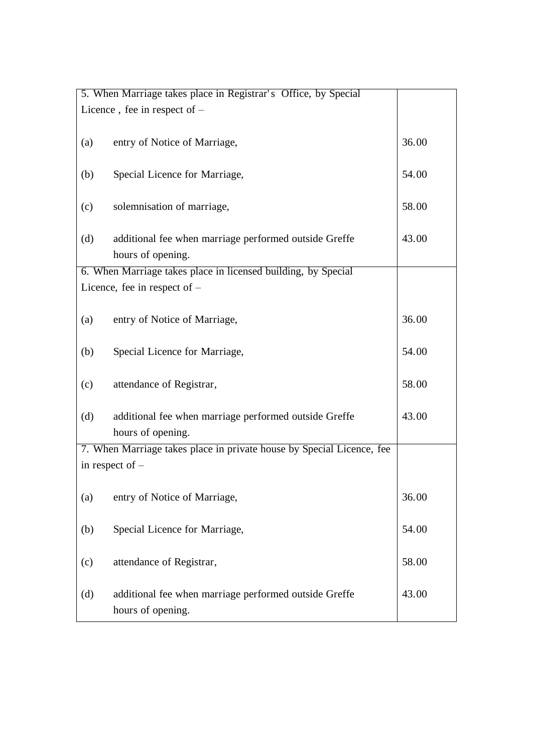| | |
|---|---|
| 5. When Marriage takes place in Registrar's Office, by Special Licence , fee in respect of – | |
| (a) entry of Notice of Marriage, | 36.00 |
| (b) Special Licence for Marriage, | 54.00 |
| (c) solemnisation of marriage, | 58.00 |
| (d) additional fee when marriage performed outside Greffe hours of opening. | 43.00 |
| 6. When Marriage takes place in licensed building, by Special Licence, fee in respect of – | |
| (a) entry of Notice of Marriage, | 36.00 |
| (b) Special Licence for Marriage, | 54.00 |
| (c) attendance of Registrar, | 58.00 |
| (d) additional fee when marriage performed outside Greffe hours of opening. | 43.00 |
| 7. When Marriage takes place in private house by Special Licence, fee in respect of – | |
| (a) entry of Notice of Marriage, | 36.00 |
| (b) Special Licence for Marriage, | 54.00 |
| (c) attendance of Registrar, | 58.00 |
| (d) additional fee when marriage performed outside Greffe hours of opening. | 43.00 |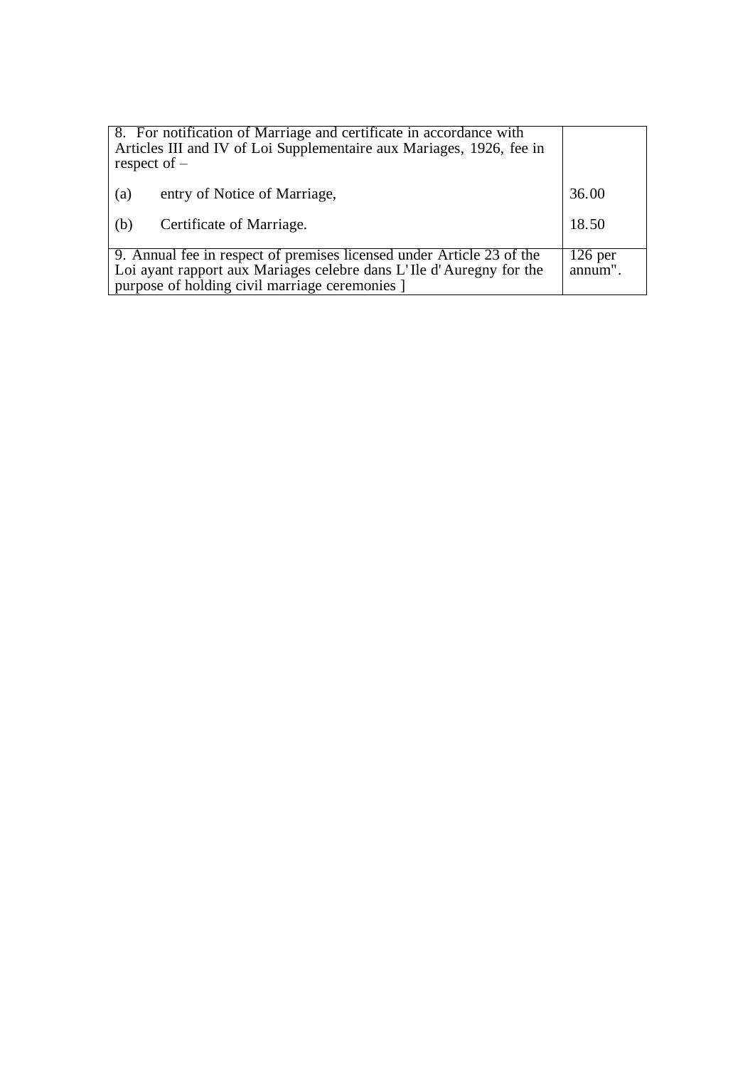| | |
|---|---|
| 8. For notification of Marriage and certificate in accordance with Articles III and IV of Loi Supplementaire aux Mariages, 1926, fee in respect of – | |
| (a) entry of Notice of Marriage, | 36.00 |
| (b) Certificate of Marriage. | 18.50 |
| 9. Annual fee in respect of premises licensed under Article 23 of the Loi ayant rapport aux Mariages celebre dans L'Ile d'Auregny for the purpose of holding civil marriage ceremonies ] | 126 per annum". |